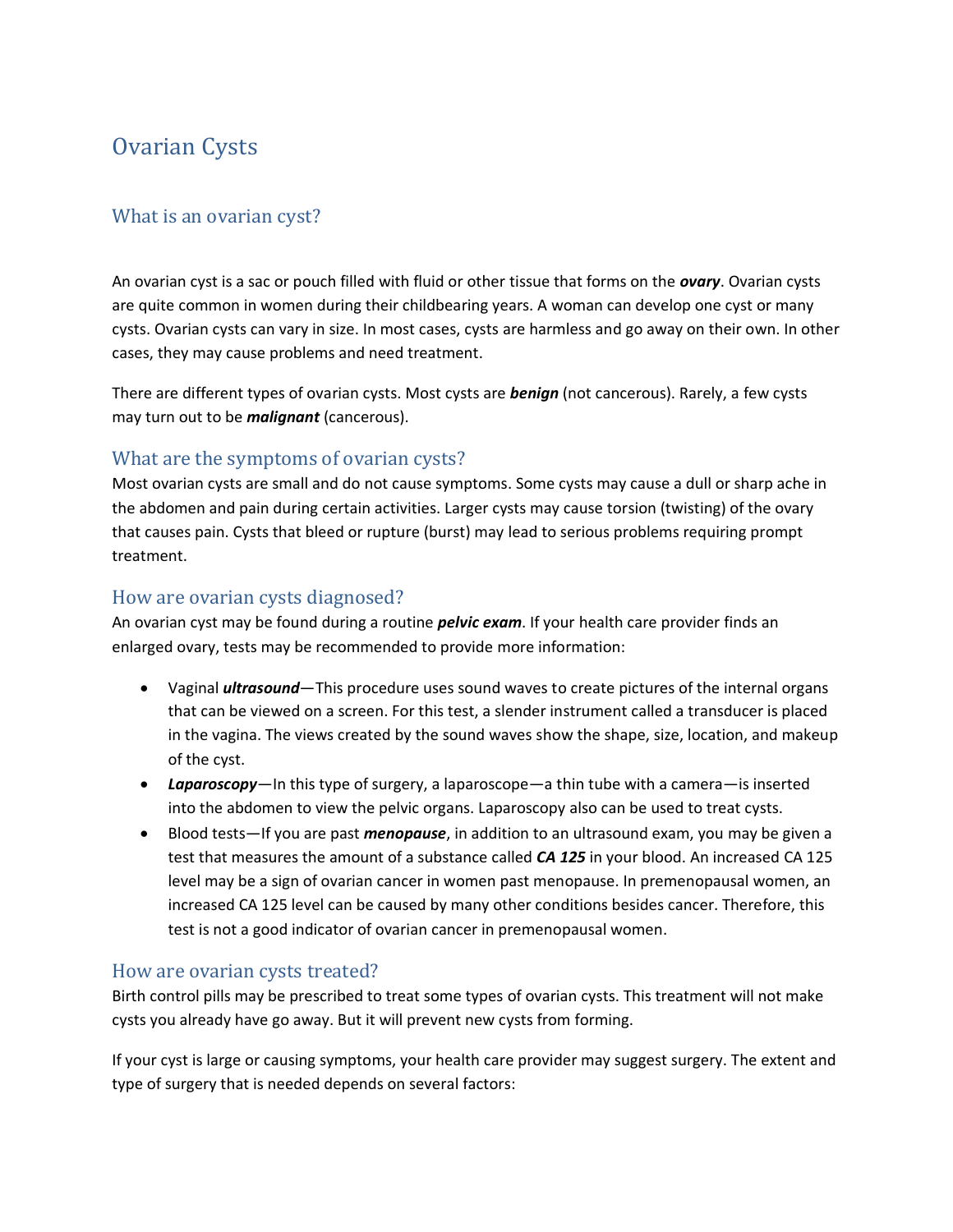# Ovarian Cysts

## What is an ovarian cyst?

An ovarian cyst is a sac or pouch filled with fluid or other tissue that forms on the ***ovary***. Ovarian cysts are quite common in women during their childbearing years. A woman can develop one cyst or many cysts. Ovarian cysts can vary in size. In most cases, cysts are harmless and go away on their own. In other cases, they may cause problems and need treatment.

There are different types of ovarian cysts. Most cysts are ***benign*** (not cancerous). Rarely, a few cysts may turn out to be ***malignant*** (cancerous).

## What are the symptoms of ovarian cysts?

Most ovarian cysts are small and do not cause symptoms. Some cysts may cause a dull or sharp ache in the abdomen and pain during certain activities. Larger cysts may cause torsion (twisting) of the ovary that causes pain. Cysts that bleed or rupture (burst) may lead to serious problems requiring prompt treatment.

## How are ovarian cysts diagnosed?

An ovarian cyst may be found during a routine ***pelvic exam***. If your health care provider finds an enlarged ovary, tests may be recommended to provide more information:

- Vaginal ***ultrasound***—This procedure uses sound waves to create pictures of the internal organs that can be viewed on a screen. For this test, a slender instrument called a transducer is placed in the vagina. The views created by the sound waves show the shape, size, location, and makeup of the cyst.
- ***Laparoscopy***—In this type of surgery, a laparoscope—a thin tube with a camera—is inserted into the abdomen to view the pelvic organs. Laparoscopy also can be used to treat cysts.
- Blood tests—If you are past ***menopause***, in addition to an ultrasound exam, you may be given a test that measures the amount of a substance called ***CA 125*** in your blood. An increased CA 125 level may be a sign of ovarian cancer in women past menopause. In premenopausal women, an increased CA 125 level can be caused by many other conditions besides cancer. Therefore, this test is not a good indicator of ovarian cancer in premenopausal women.

## How are ovarian cysts treated?

Birth control pills may be prescribed to treat some types of ovarian cysts. This treatment will not make cysts you already have go away. But it will prevent new cysts from forming.

If your cyst is large or causing symptoms, your health care provider may suggest surgery. The extent and type of surgery that is needed depends on several factors: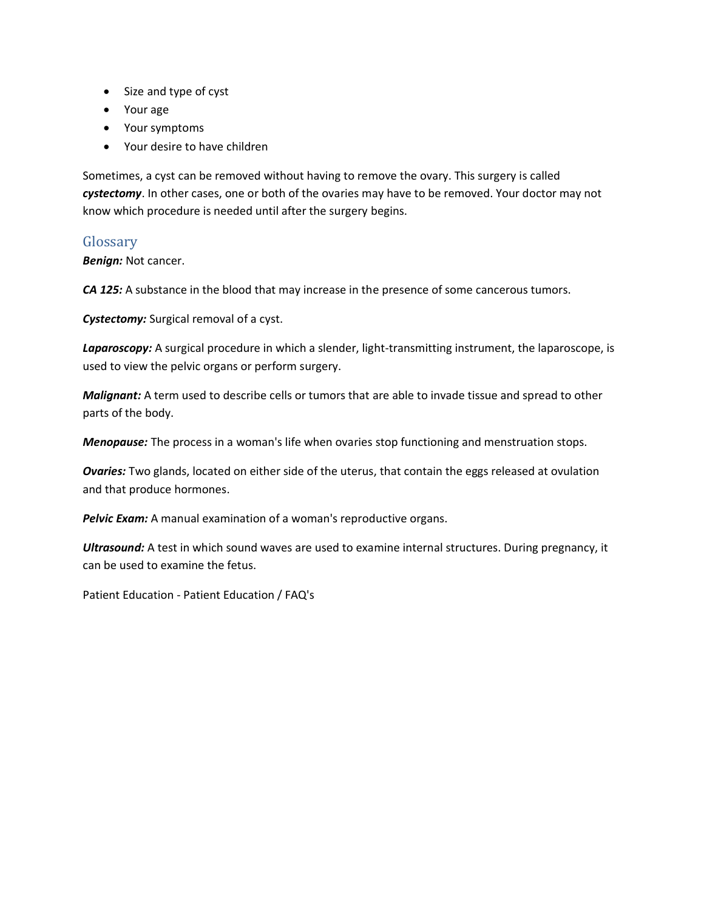- Size and type of cyst
- Your age
- Your symptoms
- Your desire to have children

Sometimes, a cyst can be removed without having to remove the ovary. This surgery is called ***cystectomy***. In other cases, one or both of the ovaries may have to be removed. Your doctor may not know which procedure is needed until after the surgery begins.

## Glossary

***Benign:*** Not cancer.

***CA 125:*** A substance in the blood that may increase in the presence of some cancerous tumors.

***Cystectomy:*** Surgical removal of a cyst.

***Laparoscopy:*** A surgical procedure in which a slender, light-transmitting instrument, the laparoscope, is used to view the pelvic organs or perform surgery.

***Malignant:*** A term used to describe cells or tumors that are able to invade tissue and spread to other parts of the body.

***Menopause:*** The process in a woman's life when ovaries stop functioning and menstruation stops.

***Ovaries:*** Two glands, located on either side of the uterus, that contain the eggs released at ovulation and that produce hormones.

***Pelvic Exam:*** A manual examination of a woman's reproductive organs.

***Ultrasound:*** A test in which sound waves are used to examine internal structures. During pregnancy, it can be used to examine the fetus.

Patient Education - Patient Education / FAQ's